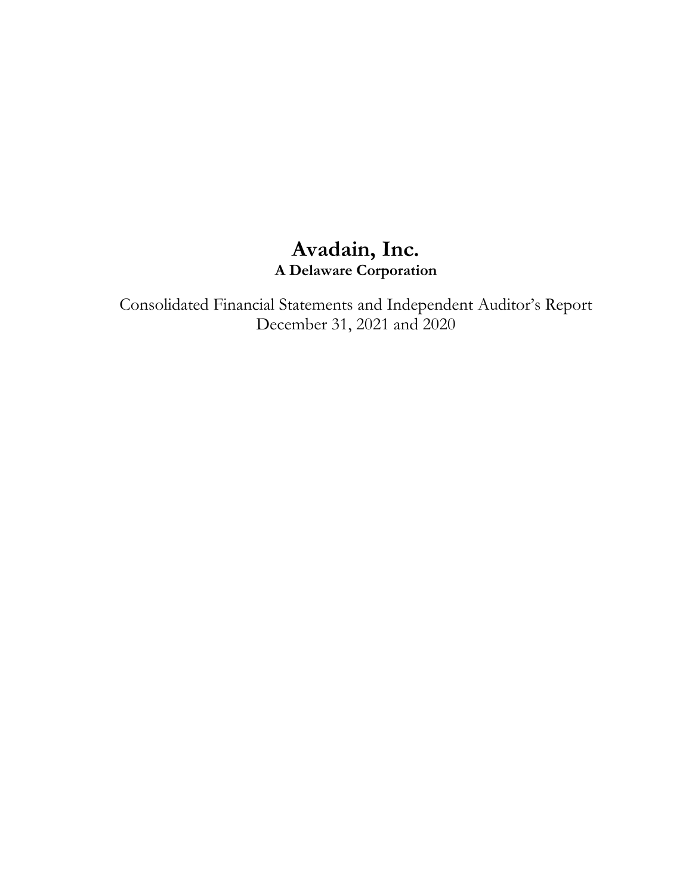# Avadain, Inc.

**A Delaware Corporation**

Consolidated Financial Statements and Independent Auditor's Report
December 31, 2021 and 2020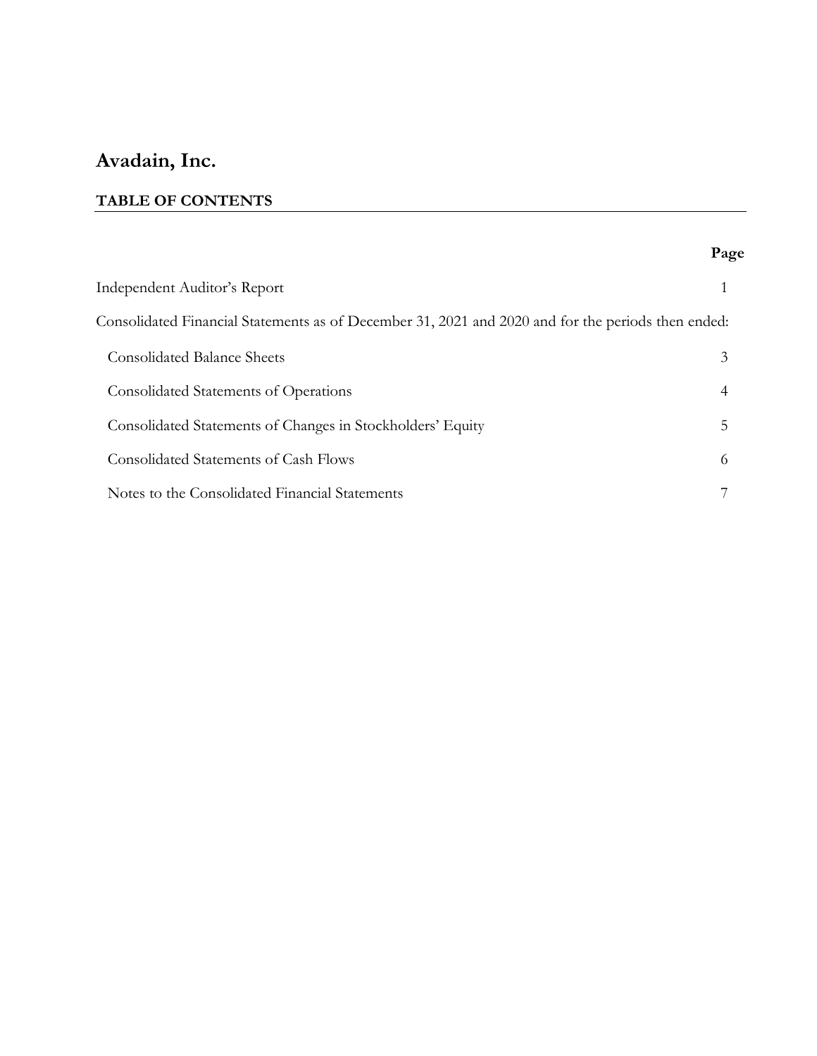# Avadain, Inc.

## TABLE OF CONTENTS

| | Page |
|---|---|
| Independent Auditor's Report | 1 |
| Consolidated Financial Statements as of December 31, 2021 and 2020 and for the periods then ended: | |
| Consolidated Balance Sheets | 3 |
| Consolidated Statements of Operations | 4 |
| Consolidated Statements of Changes in Stockholders' Equity | 5 |
| Consolidated Statements of Cash Flows | 6 |
| Notes to the Consolidated Financial Statements | 7 |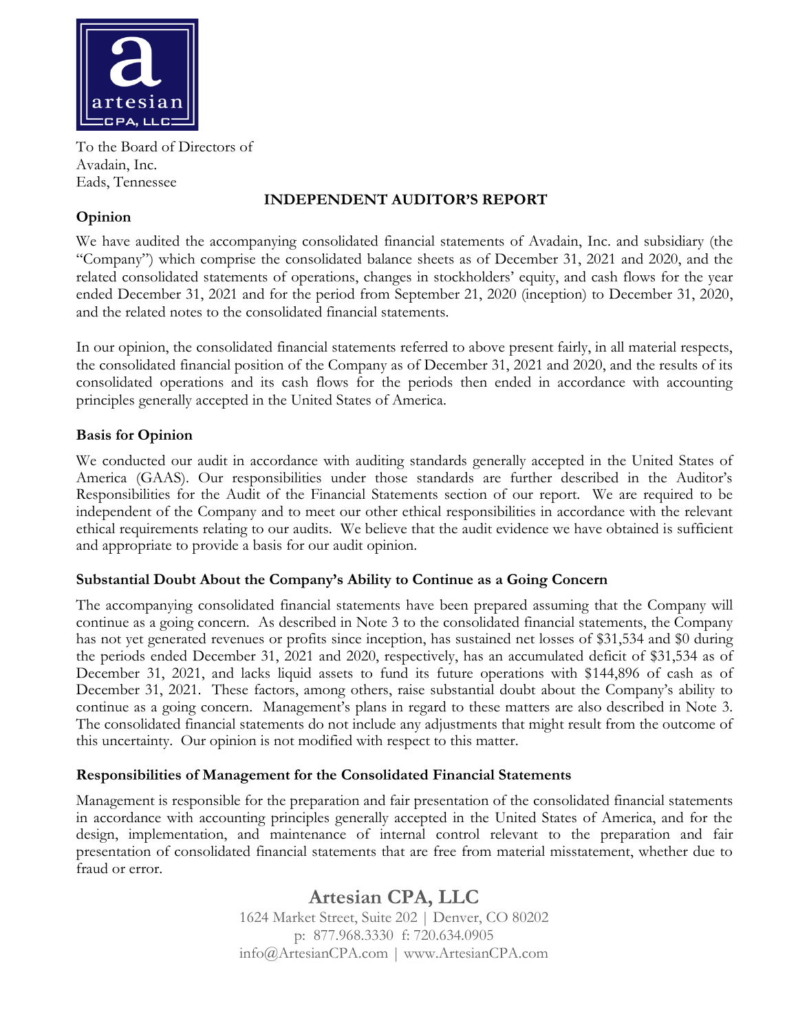To the Board of Directors of
Avadain, Inc.
Eads, Tennessee

## INDEPENDENT AUDITOR'S REPORT

### Opinion

We have audited the accompanying consolidated financial statements of Avadain, Inc. and subsidiary (the "Company") which comprise the consolidated balance sheets as of December 31, 2021 and 2020, and the related consolidated statements of operations, changes in stockholders' equity, and cash flows for the year ended December 31, 2021 and for the period from September 21, 2020 (inception) to December 31, 2020, and the related notes to the consolidated financial statements.

In our opinion, the consolidated financial statements referred to above present fairly, in all material respects, the consolidated financial position of the Company as of December 31, 2021 and 2020, and the results of its consolidated operations and its cash flows for the periods then ended in accordance with accounting principles generally accepted in the United States of America.

### Basis for Opinion

We conducted our audit in accordance with auditing standards generally accepted in the United States of America (GAAS). Our responsibilities under those standards are further described in the Auditor's Responsibilities for the Audit of the Financial Statements section of our report. We are required to be independent of the Company and to meet our other ethical responsibilities in accordance with the relevant ethical requirements relating to our audits. We believe that the audit evidence we have obtained is sufficient and appropriate to provide a basis for our audit opinion.

### Substantial Doubt About the Company's Ability to Continue as a Going Concern

The accompanying consolidated financial statements have been prepared assuming that the Company will continue as a going concern. As described in Note 3 to the consolidated financial statements, the Company has not yet generated revenues or profits since inception, has sustained net losses of $31,534 and $0 during the periods ended December 31, 2021 and 2020, respectively, has an accumulated deficit of $31,534 as of December 31, 2021, and lacks liquid assets to fund its future operations with $144,896 of cash as of December 31, 2021. These factors, among others, raise substantial doubt about the Company's ability to continue as a going concern. Management's plans in regard to these matters are also described in Note 3. The consolidated financial statements do not include any adjustments that might result from the outcome of this uncertainty. Our opinion is not modified with respect to this matter.

### Responsibilities of Management for the Consolidated Financial Statements

Management is responsible for the preparation and fair presentation of the consolidated financial statements in accordance with accounting principles generally accepted in the United States of America, and for the design, implementation, and maintenance of internal control relevant to the preparation and fair presentation of consolidated financial statements that are free from material misstatement, whether due to fraud or error.

**Artesian CPA, LLC**
1624 Market Street, Suite 202 | Denver, CO 80202
p: 877.968.3330 f: 720.634.0905
info@ArtesianCPA.com | www.ArtesianCPA.com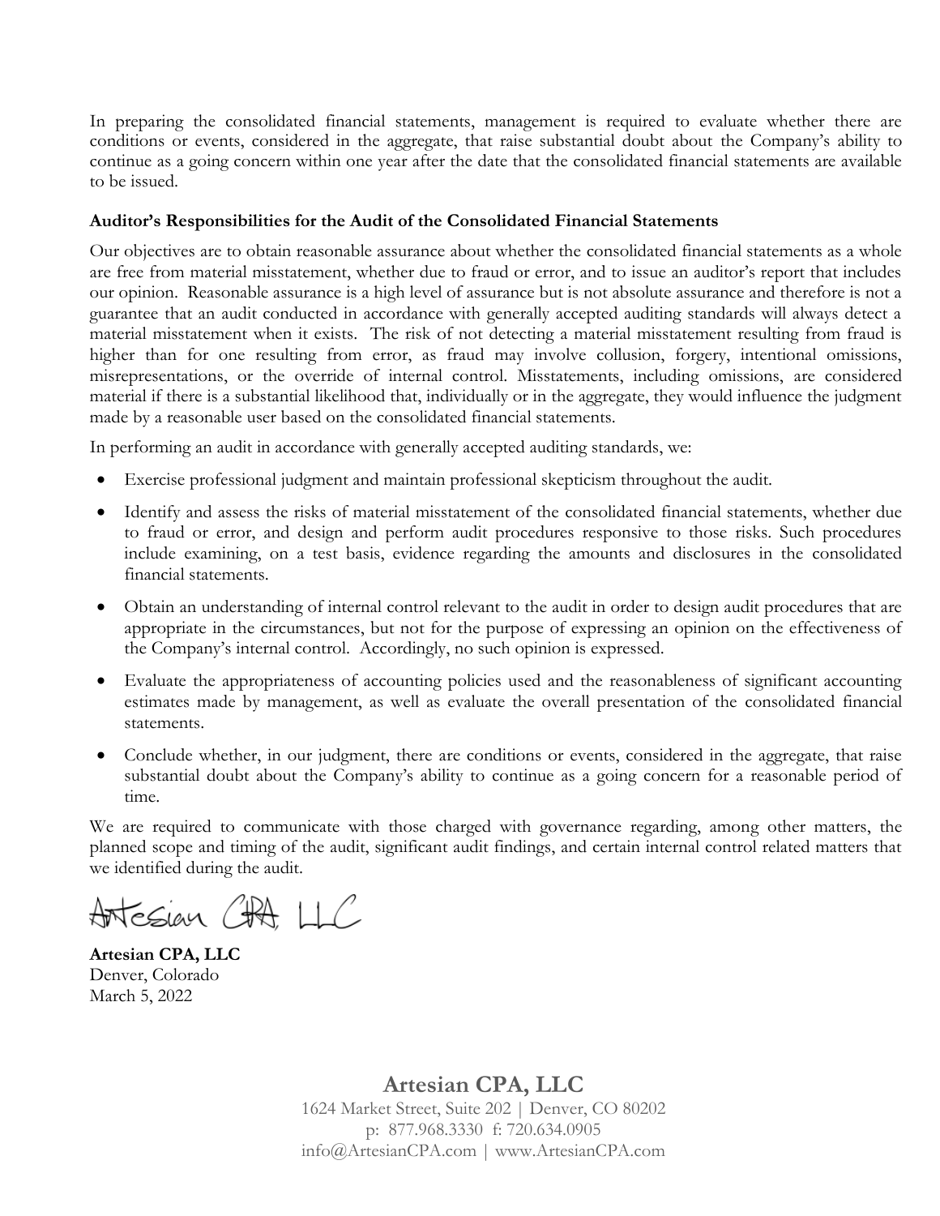In preparing the consolidated financial statements, management is required to evaluate whether there are conditions or events, considered in the aggregate, that raise substantial doubt about the Company's ability to continue as a going concern within one year after the date that the consolidated financial statements are available to be issued.

**Auditor's Responsibilities for the Audit of the Consolidated Financial Statements**

Our objectives are to obtain reasonable assurance about whether the consolidated financial statements as a whole are free from material misstatement, whether due to fraud or error, and to issue an auditor's report that includes our opinion. Reasonable assurance is a high level of assurance but is not absolute assurance and therefore is not a guarantee that an audit conducted in accordance with generally accepted auditing standards will always detect a material misstatement when it exists. The risk of not detecting a material misstatement resulting from fraud is higher than for one resulting from error, as fraud may involve collusion, forgery, intentional omissions, misrepresentations, or the override of internal control. Misstatements, including omissions, are considered material if there is a substantial likelihood that, individually or in the aggregate, they would influence the judgment made by a reasonable user based on the consolidated financial statements.

In performing an audit in accordance with generally accepted auditing standards, we:

- Exercise professional judgment and maintain professional skepticism throughout the audit.
- Identify and assess the risks of material misstatement of the consolidated financial statements, whether due to fraud or error, and design and perform audit procedures responsive to those risks. Such procedures include examining, on a test basis, evidence regarding the amounts and disclosures in the consolidated financial statements.
- Obtain an understanding of internal control relevant to the audit in order to design audit procedures that are appropriate in the circumstances, but not for the purpose of expressing an opinion on the effectiveness of the Company's internal control. Accordingly, no such opinion is expressed.
- Evaluate the appropriateness of accounting policies used and the reasonableness of significant accounting estimates made by management, as well as evaluate the overall presentation of the consolidated financial statements.
- Conclude whether, in our judgment, there are conditions or events, considered in the aggregate, that raise substantial doubt about the Company's ability to continue as a going concern for a reasonable period of time.

We are required to communicate with those charged with governance regarding, among other matters, the planned scope and timing of the audit, significant audit findings, and certain internal control related matters that we identified during the audit.

Artesian CPA, LLC

**Artesian CPA, LLC**
Denver, Colorado
March 5, 2022

**Artesian CPA, LLC**
1624 Market Street, Suite 202 | Denver, CO 80202
p: 877.968.3330 f: 720.634.0905
info@ArtesianCPA.com | www.ArtesianCPA.com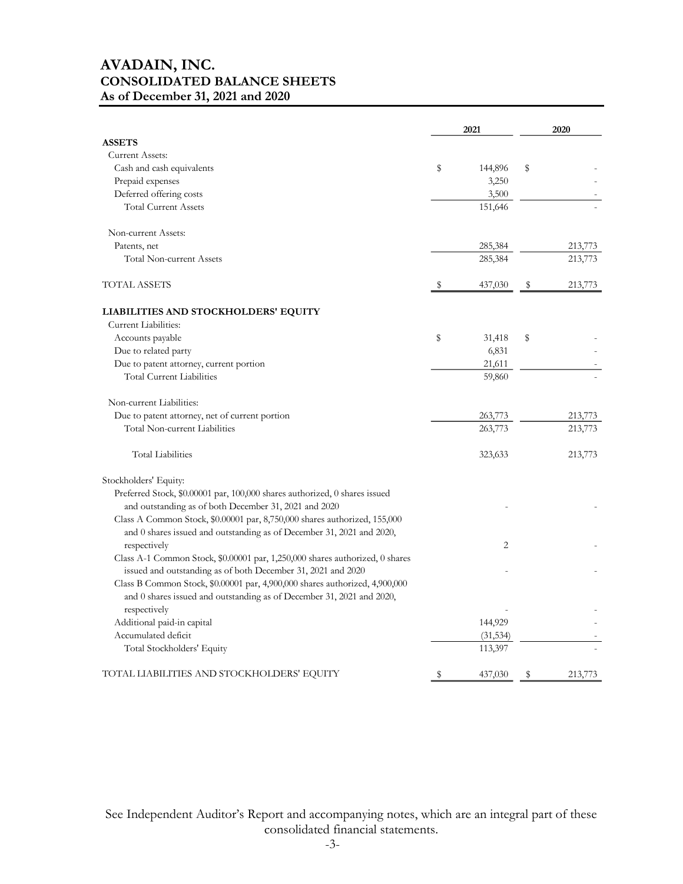# AVADAIN, INC.
## CONSOLIDATED BALANCE SHEETS
### As of December 31, 2021 and 2020

| | 2021 | 2020 |
|---|---|---|
| **ASSETS** | | |
| Current Assets: | | |
| Cash and cash equivalents | $ 144,896 | $ - |
| Prepaid expenses | 3,250 | - |
| Deferred offering costs | 3,500 | - |
| Total Current Assets | 151,646 | - |
| | | |
| Non-current Assets: | | |
| Patents, net | 285,384 | 213,773 |
| Total Non-current Assets | 285,384 | 213,773 |
| | | |
| TOTAL ASSETS | $ 437,030 | $ 213,773 |
| | | |
| **LIABILITIES AND STOCKHOLDERS' EQUITY** | | |
| Current Liabilities: | | |
| Accounts payable | $ 31,418 | $ - |
| Due to related party | 6,831 | - |
| Due to patent attorney, current portion | 21,611 | - |
| Total Current Liabilities | 59,860 | - |
| | | |
| Non-current Liabilities: | | |
| Due to patent attorney, net of current portion | 263,773 | 213,773 |
| Total Non-current Liabilities | 263,773 | 213,773 |
| | | |
| Total Liabilities | 323,633 | 213,773 |
| | | |
| Stockholders' Equity: | | |
| Preferred Stock, \$0.00001 par, 100,000 shares authorized, 0 shares issued and outstanding as of both December 31, 2021 and 2020 | - | - |
| Class A Common Stock, \$0.00001 par, 8,750,000 shares authorized, 155,000 and 0 shares issued and outstanding as of December 31, 2021 and 2020, respectively | 2 | - |
| Class A-1 Common Stock, \$0.00001 par, 1,250,000 shares authorized, 0 shares issued and outstanding as of both December 31, 2021 and 2020 | - | - |
| Class B Common Stock, \$0.00001 par, 4,900,000 shares authorized, 4,900,000 and 0 shares issued and outstanding as of December 31, 2021 and 2020, respectively | - | - |
| Additional paid-in capital | 144,929 | - |
| Accumulated deficit | (31,534) | - |
| Total Stockholders' Equity | 113,397 | - |
| | | |
| TOTAL LIABILITIES AND STOCKHOLDERS' EQUITY | $ 437,030 | $ 213,773 |

See Independent Auditor's Report and accompanying notes, which are an integral part of these consolidated financial statements.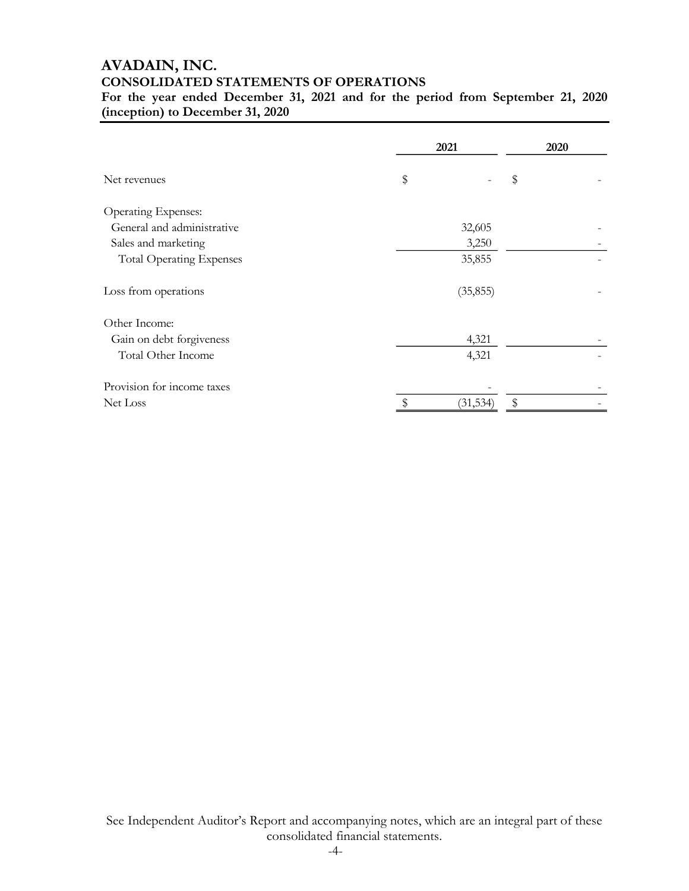# AVADAIN, INC.
## CONSOLIDATED STATEMENTS OF OPERATIONS
**For the year ended December 31, 2021 and for the period from September 21, 2020 (inception) to December 31, 2020**

| | 2021 | 2020 |
|---|---|---|
| Net revenues | $ - | $ - |
| Operating Expenses: | | |
| General and administrative | 32,605 | - |
| Sales and marketing | 3,250 | - |
| Total Operating Expenses | 35,855 | - |
| Loss from operations | (35,855) | - |
| Other Income: | | |
| Gain on debt forgiveness | 4,321 | - |
| Total Other Income | 4,321 | - |
| Provision for income taxes | - | - |
| Net Loss | $ (31,534) | $ - |

See Independent Auditor's Report and accompanying notes, which are an integral part of these consolidated financial statements.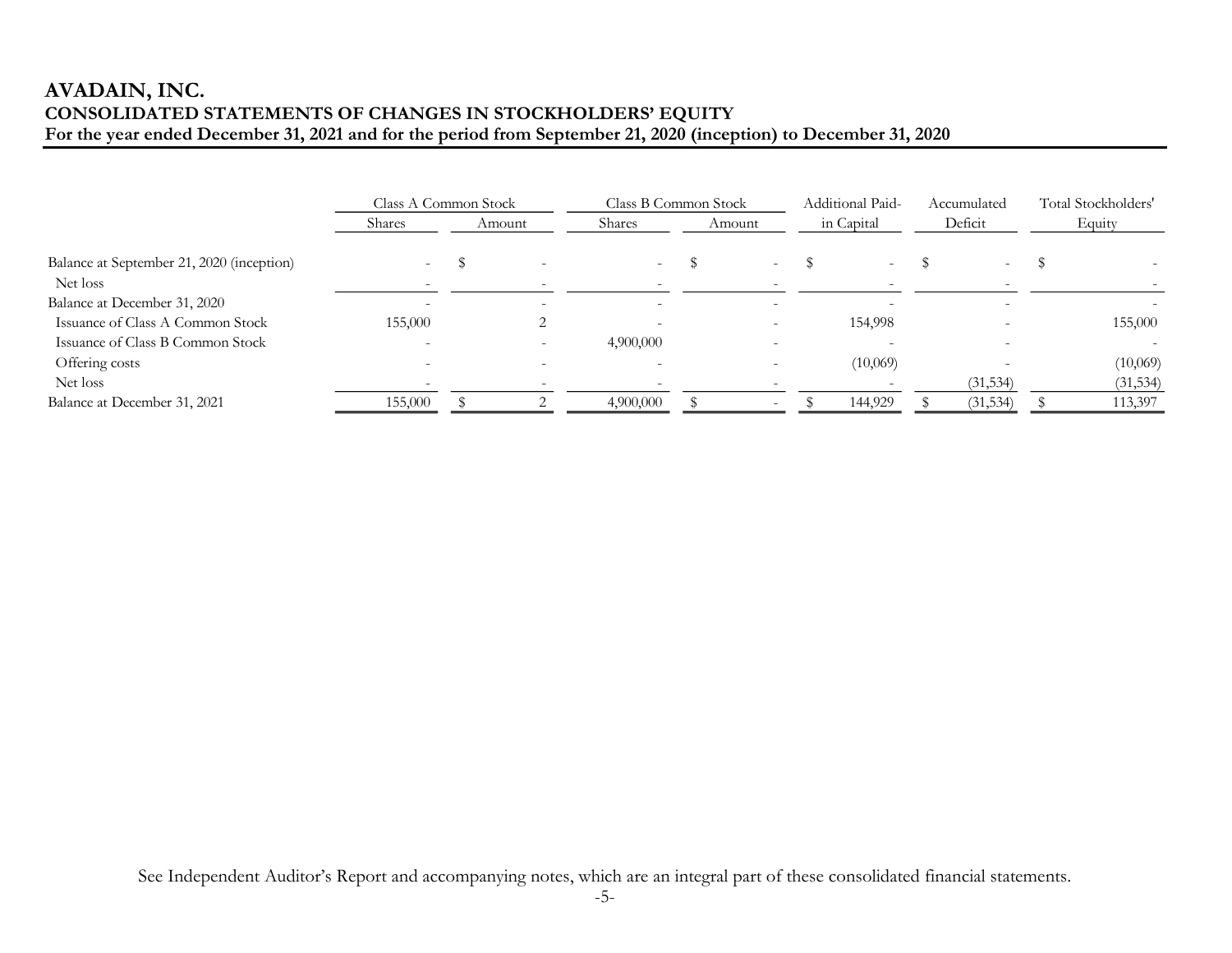# AVADAIN, INC.

## CONSOLIDATED STATEMENTS OF CHANGES IN STOCKHOLDERS' EQUITY

### For the year ended December 31, 2021 and for the period from September 21, 2020 (inception) to December 31, 2020

| | Class A Common Stock | | Class B Common Stock | | Additional Paid-in Capital | Accumulated Deficit | Total Stockholders' Equity |
|---|---|---|---|---|---|---|---|
| | Shares | Amount | Shares | Amount | | | |
| Balance at September 21, 2020 (inception) | - | $ - | - | $ - | $ - | $ - | $ - |
| Net loss | - | - | - | - | - | - | - |
| Balance at December 31, 2020 | - | - | - | - | - | - | - |
| Issuance of Class A Common Stock | 155,000 | 2 | - | - | 154,998 | - | 155,000 |
| Issuance of Class B Common Stock | - | - | 4,900,000 | - | - | - | - |
| Offering costs | - | - | - | - | (10,069) | - | (10,069) |
| Net loss | - | - | - | - | - | (31,534) | (31,534) |
| Balance at December 31, 2021 | 155,000 | $ 2 | 4,900,000 | $ - | $ 144,929 | $ (31,534) | $ 113,397 |

See Independent Auditor's Report and accompanying notes, which are an integral part of these consolidated financial statements.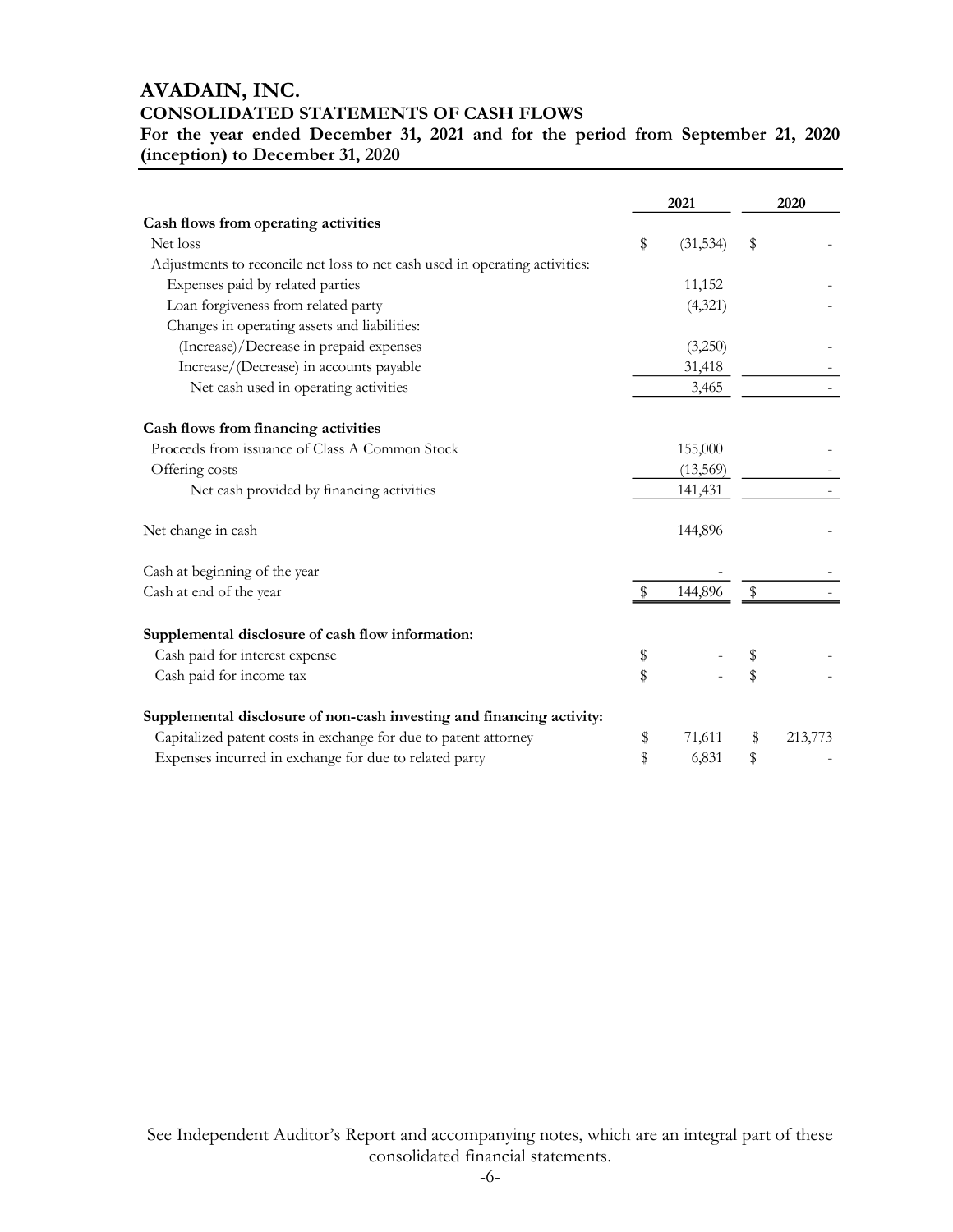# AVADAIN, INC.

## CONSOLIDATED STATEMENTS OF CASH FLOWS

**For the year ended December 31, 2021 and for the period from September 21, 2020 (inception) to December 31, 2020**

| | 2021 | 2020 |
|---|---|---|
| **Cash flows from operating activities** | | |
| Net loss | $ (31,534) | $ - |
| Adjustments to reconcile net loss to net cash used in operating activities: | | |
| Expenses paid by related parties | 11,152 | - |
| Loan forgiveness from related party | (4,321) | - |
| Changes in operating assets and liabilities: | | |
| (Increase)/Decrease in prepaid expenses | (3,250) | - |
| Increase/(Decrease) in accounts payable | 31,418 | - |
| Net cash used in operating activities | 3,465 | - |
| | | |
| **Cash flows from financing activities** | | |
| Proceeds from issuance of Class A Common Stock | 155,000 | - |
| Offering costs | (13,569) | - |
| Net cash provided by financing activities | 141,431 | - |
| | | |
| Net change in cash | 144,896 | - |
| | | |
| Cash at beginning of the year | - | - |
| Cash at end of the year | $ 144,896 | $ - |
| | | |
| **Supplemental disclosure of cash flow information:** | | |
| Cash paid for interest expense | $ - | $ - |
| Cash paid for income tax | $ - | $ - |
| | | |
| **Supplemental disclosure of non-cash investing and financing activity:** | | |
| Capitalized patent costs in exchange for due to patent attorney | $ 71,611 | $ 213,773 |
| Expenses incurred in exchange for due to related party | $ 6,831 | $ - |

See Independent Auditor's Report and accompanying notes, which are an integral part of these consolidated financial statements.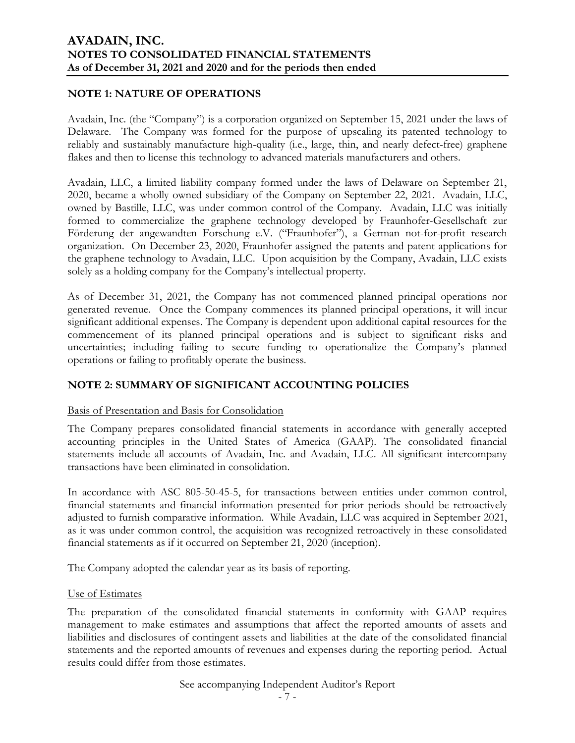## NOTE 1: NATURE OF OPERATIONS

Avadain, Inc. (the "Company") is a corporation organized on September 15, 2021 under the laws of Delaware. The Company was formed for the purpose of upscaling its patented technology to reliably and sustainably manufacture high-quality (i.e., large, thin, and nearly defect-free) graphene flakes and then to license this technology to advanced materials manufacturers and others.

Avadain, LLC, a limited liability company formed under the laws of Delaware on September 21, 2020, became a wholly owned subsidiary of the Company on September 22, 2021. Avadain, LLC, owned by Bastille, LLC, was under common control of the Company. Avadain, LLC was initially formed to commercialize the graphene technology developed by Fraunhofer-Gesellschaft zur Förderung der angewandten Forschung e.V. ("Fraunhofer"), a German not-for-profit research organization. On December 23, 2020, Fraunhofer assigned the patents and patent applications for the graphene technology to Avadain, LLC. Upon acquisition by the Company, Avadain, LLC exists solely as a holding company for the Company's intellectual property.

As of December 31, 2021, the Company has not commenced planned principal operations nor generated revenue. Once the Company commences its planned principal operations, it will incur significant additional expenses. The Company is dependent upon additional capital resources for the commencement of its planned principal operations and is subject to significant risks and uncertainties; including failing to secure funding to operationalize the Company's planned operations or failing to profitably operate the business.

## NOTE 2: SUMMARY OF SIGNIFICANT ACCOUNTING POLICIES

Basis of Presentation and Basis for Consolidation

The Company prepares consolidated financial statements in accordance with generally accepted accounting principles in the United States of America (GAAP). The consolidated financial statements include all accounts of Avadain, Inc. and Avadain, LLC. All significant intercompany transactions have been eliminated in consolidation.

In accordance with ASC 805-50-45-5, for transactions between entities under common control, financial statements and financial information presented for prior periods should be retroactively adjusted to furnish comparative information. While Avadain, LLC was acquired in September 2021, as it was under common control, the acquisition was recognized retroactively in these consolidated financial statements as if it occurred on September 21, 2020 (inception).

The Company adopted the calendar year as its basis of reporting.

Use of Estimates

The preparation of the consolidated financial statements in conformity with GAAP requires management to make estimates and assumptions that affect the reported amounts of assets and liabilities and disclosures of contingent assets and liabilities at the date of the consolidated financial statements and the reported amounts of revenues and expenses during the reporting period. Actual results could differ from those estimates.

See accompanying Independent Auditor's Report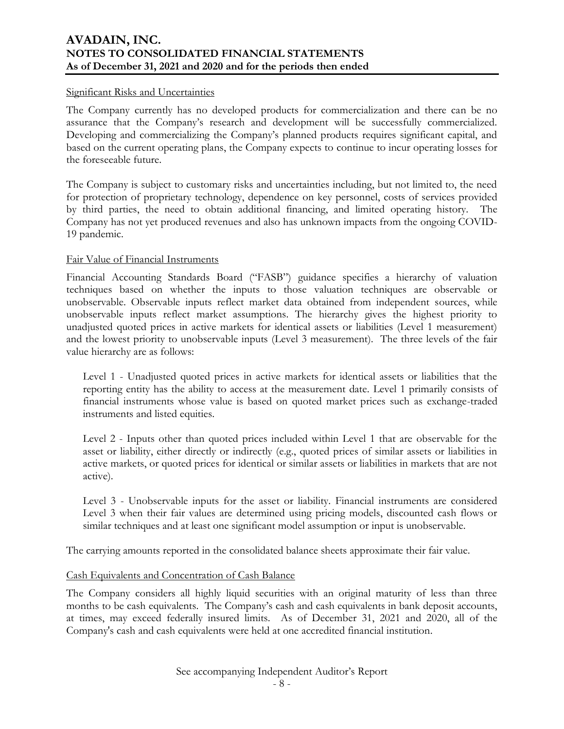Significant Risks and Uncertainties

The Company currently has no developed products for commercialization and there can be no assurance that the Company's research and development will be successfully commercialized. Developing and commercializing the Company's planned products requires significant capital, and based on the current operating plans, the Company expects to continue to incur operating losses for the foreseeable future.

The Company is subject to customary risks and uncertainties including, but not limited to, the need for protection of proprietary technology, dependence on key personnel, costs of services provided by third parties, the need to obtain additional financing, and limited operating history. The Company has not yet produced revenues and also has unknown impacts from the ongoing COVID-19 pandemic.

Fair Value of Financial Instruments

Financial Accounting Standards Board ("FASB") guidance specifies a hierarchy of valuation techniques based on whether the inputs to those valuation techniques are observable or unobservable. Observable inputs reflect market data obtained from independent sources, while unobservable inputs reflect market assumptions. The hierarchy gives the highest priority to unadjusted quoted prices in active markets for identical assets or liabilities (Level 1 measurement) and the lowest priority to unobservable inputs (Level 3 measurement). The three levels of the fair value hierarchy are as follows:

Level 1 - Unadjusted quoted prices in active markets for identical assets or liabilities that the reporting entity has the ability to access at the measurement date. Level 1 primarily consists of financial instruments whose value is based on quoted market prices such as exchange-traded instruments and listed equities.

Level 2 - Inputs other than quoted prices included within Level 1 that are observable for the asset or liability, either directly or indirectly (e.g., quoted prices of similar assets or liabilities in active markets, or quoted prices for identical or similar assets or liabilities in markets that are not active).

Level 3 - Unobservable inputs for the asset or liability. Financial instruments are considered Level 3 when their fair values are determined using pricing models, discounted cash flows or similar techniques and at least one significant model assumption or input is unobservable.

The carrying amounts reported in the consolidated balance sheets approximate their fair value.

Cash Equivalents and Concentration of Cash Balance

The Company considers all highly liquid securities with an original maturity of less than three months to be cash equivalents. The Company's cash and cash equivalents in bank deposit accounts, at times, may exceed federally insured limits. As of December 31, 2021 and 2020, all of the Company's cash and cash equivalents were held at one accredited financial institution.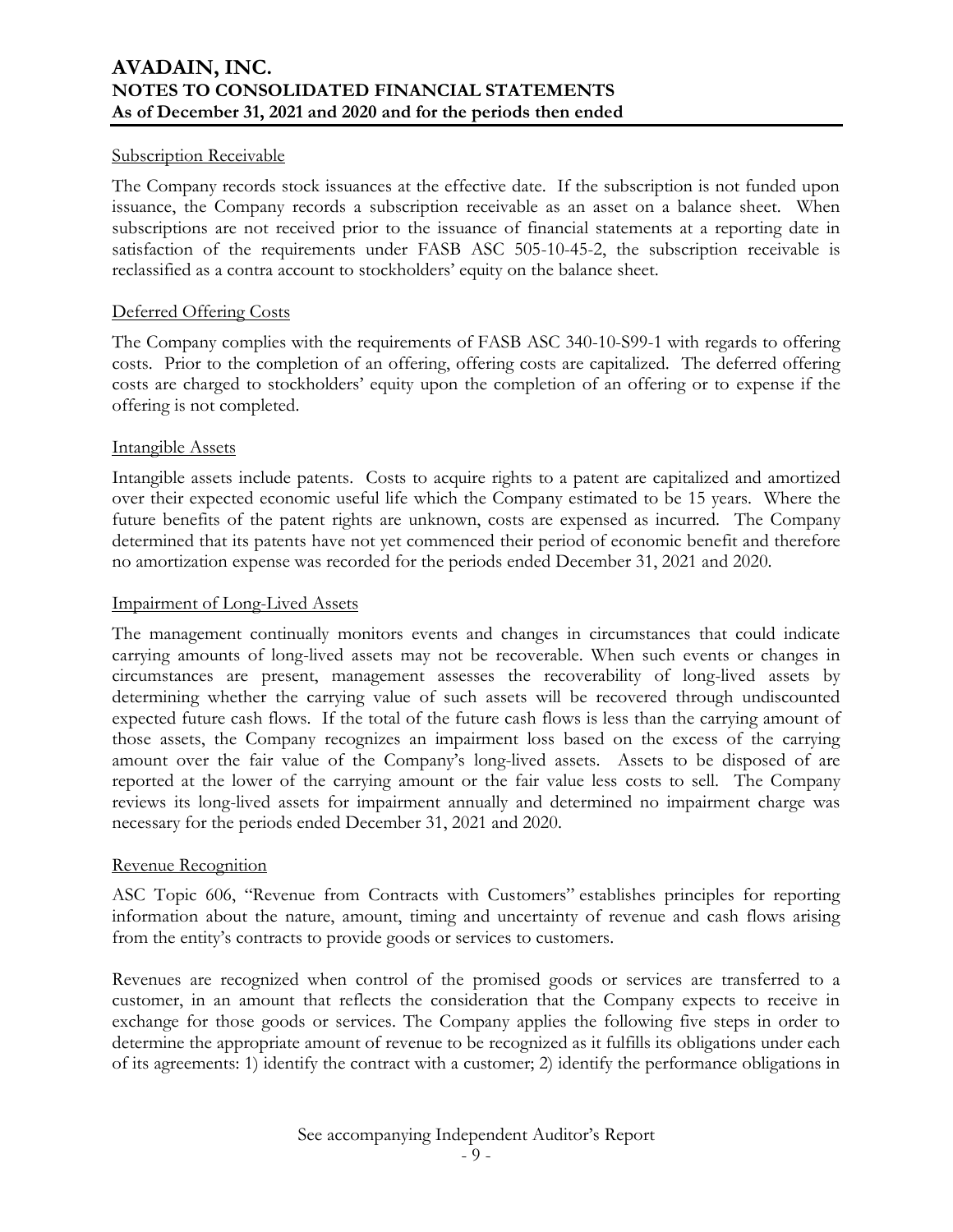#### Subscription Receivable

The Company records stock issuances at the effective date. If the subscription is not funded upon issuance, the Company records a subscription receivable as an asset on a balance sheet. When subscriptions are not received prior to the issuance of financial statements at a reporting date in satisfaction of the requirements under FASB ASC 505-10-45-2, the subscription receivable is reclassified as a contra account to stockholders' equity on the balance sheet.

#### Deferred Offering Costs

The Company complies with the requirements of FASB ASC 340-10-S99-1 with regards to offering costs. Prior to the completion of an offering, offering costs are capitalized. The deferred offering costs are charged to stockholders' equity upon the completion of an offering or to expense if the offering is not completed.

#### Intangible Assets

Intangible assets include patents. Costs to acquire rights to a patent are capitalized and amortized over their expected economic useful life which the Company estimated to be 15 years. Where the future benefits of the patent rights are unknown, costs are expensed as incurred. The Company determined that its patents have not yet commenced their period of economic benefit and therefore no amortization expense was recorded for the periods ended December 31, 2021 and 2020.

#### Impairment of Long-Lived Assets

The management continually monitors events and changes in circumstances that could indicate carrying amounts of long-lived assets may not be recoverable. When such events or changes in circumstances are present, management assesses the recoverability of long-lived assets by determining whether the carrying value of such assets will be recovered through undiscounted expected future cash flows. If the total of the future cash flows is less than the carrying amount of those assets, the Company recognizes an impairment loss based on the excess of the carrying amount over the fair value of the Company's long-lived assets. Assets to be disposed of are reported at the lower of the carrying amount or the fair value less costs to sell. The Company reviews its long-lived assets for impairment annually and determined no impairment charge was necessary for the periods ended December 31, 2021 and 2020.

#### Revenue Recognition

ASC Topic 606, "Revenue from Contracts with Customers" establishes principles for reporting information about the nature, amount, timing and uncertainty of revenue and cash flows arising from the entity's contracts to provide goods or services to customers.

Revenues are recognized when control of the promised goods or services are transferred to a customer, in an amount that reflects the consideration that the Company expects to receive in exchange for those goods or services. The Company applies the following five steps in order to determine the appropriate amount of revenue to be recognized as it fulfills its obligations under each of its agreements: 1) identify the contract with a customer; 2) identify the performance obligations in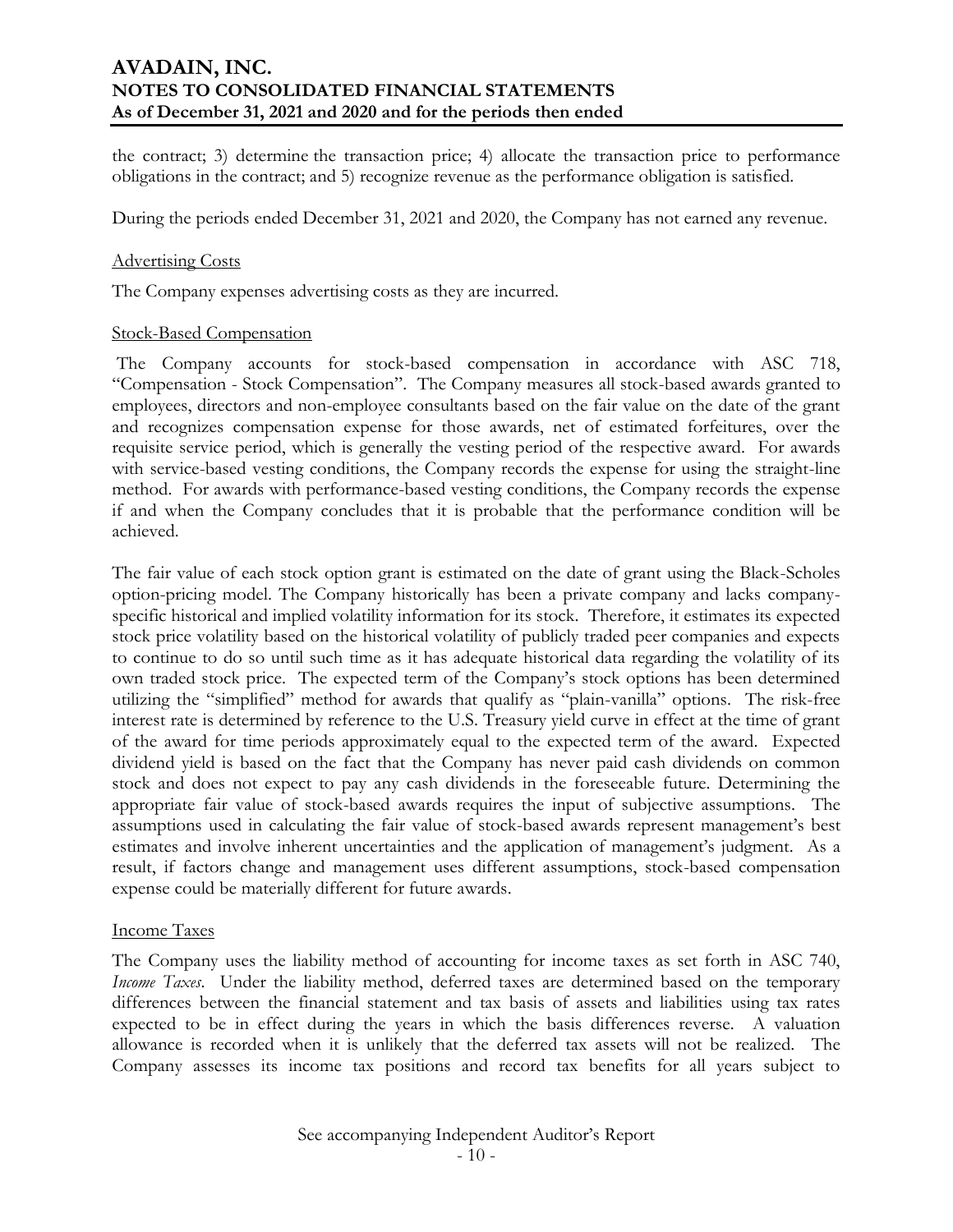the contract; 3) determine the transaction price; 4) allocate the transaction price to performance obligations in the contract; and 5) recognize revenue as the performance obligation is satisfied.

During the periods ended December 31, 2021 and 2020, the Company has not earned any revenue.

#### Advertising Costs

The Company expenses advertising costs as they are incurred.

#### Stock-Based Compensation

The Company accounts for stock-based compensation in accordance with ASC 718, "Compensation - Stock Compensation". The Company measures all stock-based awards granted to employees, directors and non-employee consultants based on the fair value on the date of the grant and recognizes compensation expense for those awards, net of estimated forfeitures, over the requisite service period, which is generally the vesting period of the respective award. For awards with service-based vesting conditions, the Company records the expense for using the straight-line method. For awards with performance-based vesting conditions, the Company records the expense if and when the Company concludes that it is probable that the performance condition will be achieved.

The fair value of each stock option grant is estimated on the date of grant using the Black-Scholes option-pricing model. The Company historically has been a private company and lacks company-specific historical and implied volatility information for its stock. Therefore, it estimates its expected stock price volatility based on the historical volatility of publicly traded peer companies and expects to continue to do so until such time as it has adequate historical data regarding the volatility of its own traded stock price. The expected term of the Company's stock options has been determined utilizing the "simplified" method for awards that qualify as "plain-vanilla" options. The risk-free interest rate is determined by reference to the U.S. Treasury yield curve in effect at the time of grant of the award for time periods approximately equal to the expected term of the award. Expected dividend yield is based on the fact that the Company has never paid cash dividends on common stock and does not expect to pay any cash dividends in the foreseeable future. Determining the appropriate fair value of stock-based awards requires the input of subjective assumptions. The assumptions used in calculating the fair value of stock-based awards represent management's best estimates and involve inherent uncertainties and the application of management's judgment. As a result, if factors change and management uses different assumptions, stock-based compensation expense could be materially different for future awards.

#### Income Taxes

The Company uses the liability method of accounting for income taxes as set forth in ASC 740, *Income Taxes*. Under the liability method, deferred taxes are determined based on the temporary differences between the financial statement and tax basis of assets and liabilities using tax rates expected to be in effect during the years in which the basis differences reverse. A valuation allowance is recorded when it is unlikely that the deferred tax assets will not be realized. The Company assesses its income tax positions and record tax benefits for all years subject to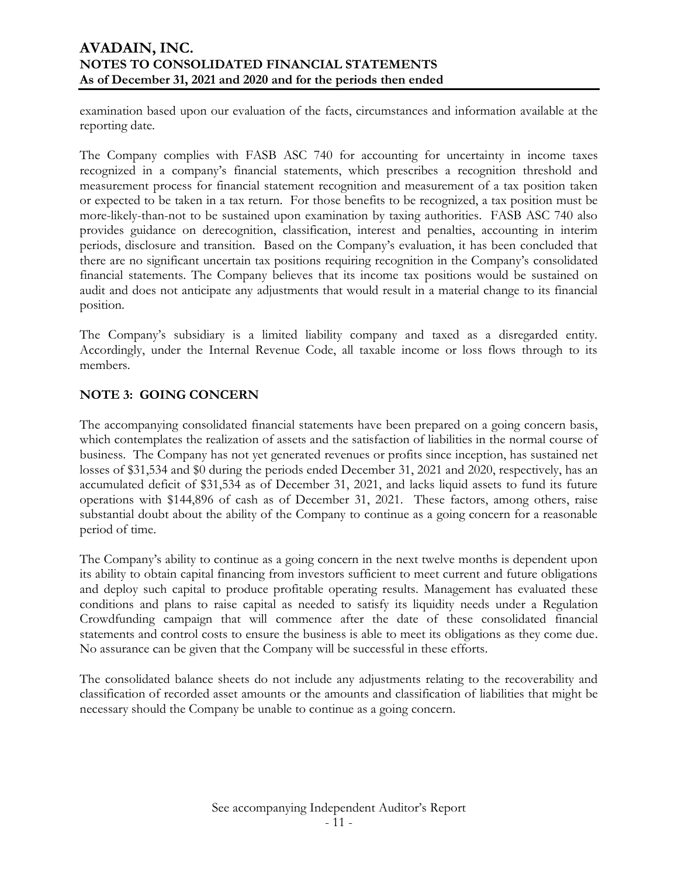examination based upon our evaluation of the facts, circumstances and information available at the reporting date.

The Company complies with FASB ASC 740 for accounting for uncertainty in income taxes recognized in a company's financial statements, which prescribes a recognition threshold and measurement process for financial statement recognition and measurement of a tax position taken or expected to be taken in a tax return. For those benefits to be recognized, a tax position must be more-likely-than-not to be sustained upon examination by taxing authorities. FASB ASC 740 also provides guidance on derecognition, classification, interest and penalties, accounting in interim periods, disclosure and transition. Based on the Company's evaluation, it has been concluded that there are no significant uncertain tax positions requiring recognition in the Company's consolidated financial statements. The Company believes that its income tax positions would be sustained on audit and does not anticipate any adjustments that would result in a material change to its financial position.

The Company's subsidiary is a limited liability company and taxed as a disregarded entity. Accordingly, under the Internal Revenue Code, all taxable income or loss flows through to its members.

## NOTE 3: GOING CONCERN

The accompanying consolidated financial statements have been prepared on a going concern basis, which contemplates the realization of assets and the satisfaction of liabilities in the normal course of business. The Company has not yet generated revenues or profits since inception, has sustained net losses of $31,534 and $0 during the periods ended December 31, 2021 and 2020, respectively, has an accumulated deficit of $31,534 as of December 31, 2021, and lacks liquid assets to fund its future operations with $144,896 of cash as of December 31, 2021. These factors, among others, raise substantial doubt about the ability of the Company to continue as a going concern for a reasonable period of time.

The Company's ability to continue as a going concern in the next twelve months is dependent upon its ability to obtain capital financing from investors sufficient to meet current and future obligations and deploy such capital to produce profitable operating results. Management has evaluated these conditions and plans to raise capital as needed to satisfy its liquidity needs under a Regulation Crowdfunding campaign that will commence after the date of these consolidated financial statements and control costs to ensure the business is able to meet its obligations as they come due. No assurance can be given that the Company will be successful in these efforts.

The consolidated balance sheets do not include any adjustments relating to the recoverability and classification of recorded asset amounts or the amounts and classification of liabilities that might be necessary should the Company be unable to continue as a going concern.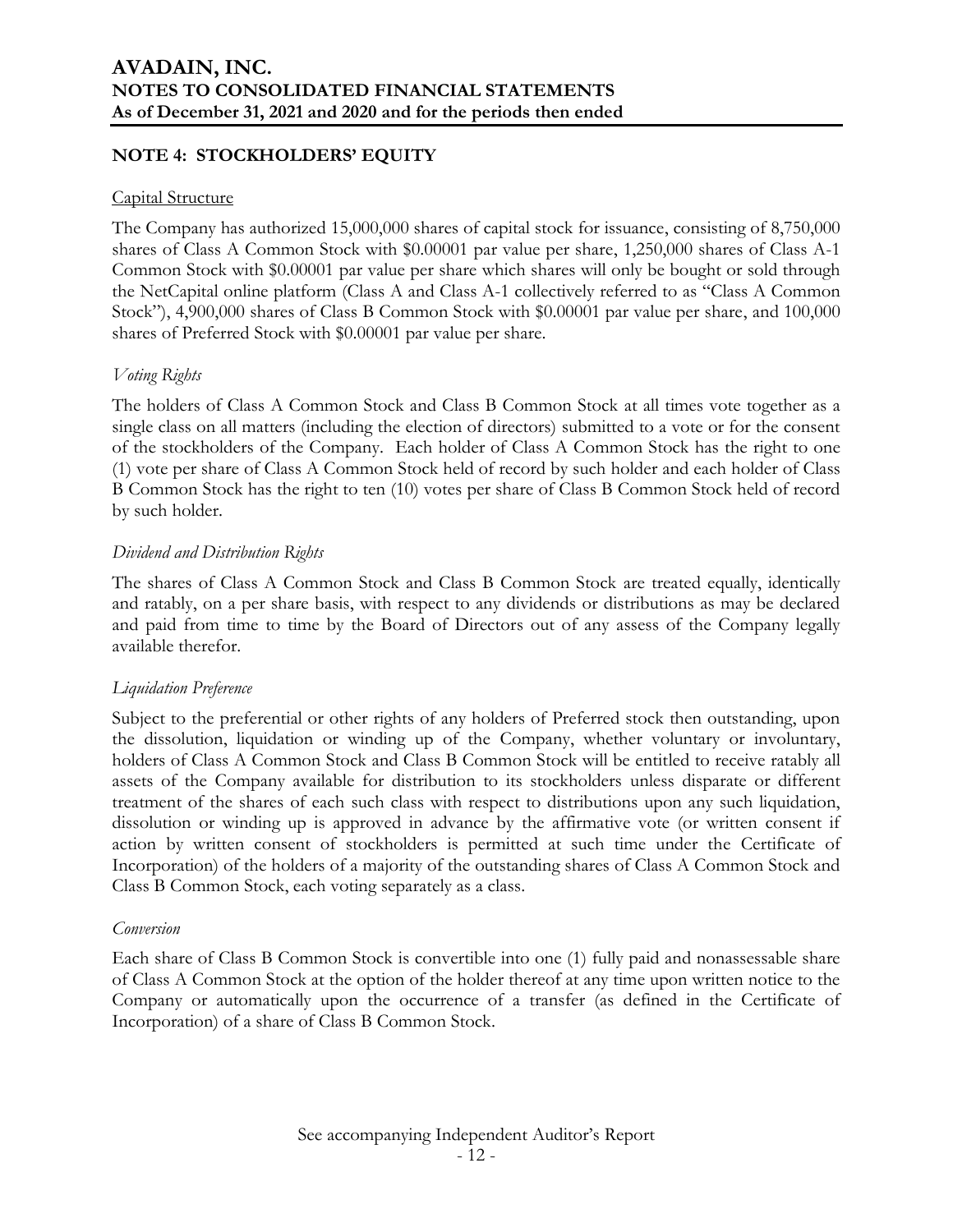## NOTE 4: STOCKHOLDERS' EQUITY

Capital Structure

The Company has authorized 15,000,000 shares of capital stock for issuance, consisting of 8,750,000 shares of Class A Common Stock with $0.00001 par value per share, 1,250,000 shares of Class A-1 Common Stock with $0.00001 par value per share which shares will only be bought or sold through the NetCapital online platform (Class A and Class A-1 collectively referred to as "Class A Common Stock"), 4,900,000 shares of Class B Common Stock with $0.00001 par value per share, and 100,000 shares of Preferred Stock with $0.00001 par value per share.

*Voting Rights*

The holders of Class A Common Stock and Class B Common Stock at all times vote together as a single class on all matters (including the election of directors) submitted to a vote or for the consent of the stockholders of the Company. Each holder of Class A Common Stock has the right to one (1) vote per share of Class A Common Stock held of record by such holder and each holder of Class B Common Stock has the right to ten (10) votes per share of Class B Common Stock held of record by such holder.

*Dividend and Distribution Rights*

The shares of Class A Common Stock and Class B Common Stock are treated equally, identically and ratably, on a per share basis, with respect to any dividends or distributions as may be declared and paid from time to time by the Board of Directors out of any assess of the Company legally available therefor.

*Liquidation Preference*

Subject to the preferential or other rights of any holders of Preferred stock then outstanding, upon the dissolution, liquidation or winding up of the Company, whether voluntary or involuntary, holders of Class A Common Stock and Class B Common Stock will be entitled to receive ratably all assets of the Company available for distribution to its stockholders unless disparate or different treatment of the shares of each such class with respect to distributions upon any such liquidation, dissolution or winding up is approved in advance by the affirmative vote (or written consent if action by written consent of stockholders is permitted at such time under the Certificate of Incorporation) of the holders of a majority of the outstanding shares of Class A Common Stock and Class B Common Stock, each voting separately as a class.

*Conversion*

Each share of Class B Common Stock is convertible into one (1) fully paid and nonassessable share of Class A Common Stock at the option of the holder thereof at any time upon written notice to the Company or automatically upon the occurrence of a transfer (as defined in the Certificate of Incorporation) of a share of Class B Common Stock.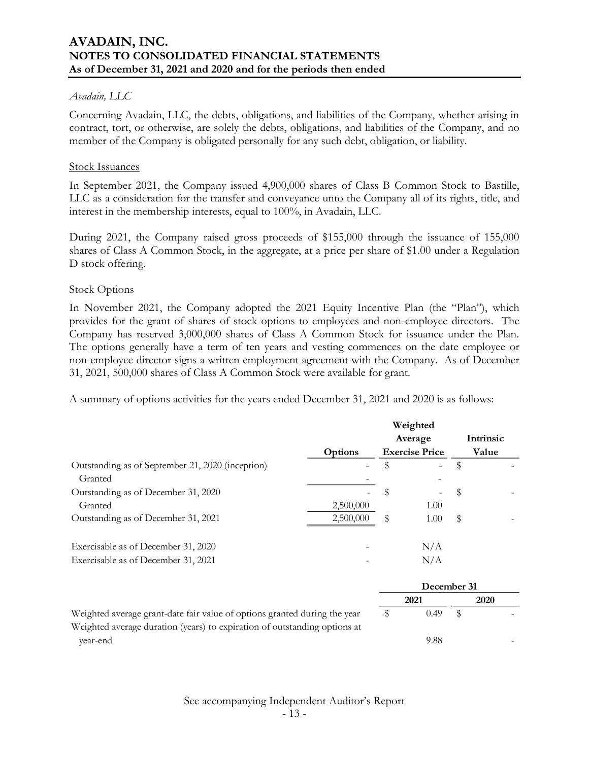*Avadain, LLC*

Concerning Avadain, LLC, the debts, obligations, and liabilities of the Company, whether arising in contract, tort, or otherwise, are solely the debts, obligations, and liabilities of the Company, and no member of the Company is obligated personally for any such debt, obligation, or liability.

Stock Issuances

In September 2021, the Company issued 4,900,000 shares of Class B Common Stock to Bastille, LLC as a consideration for the transfer and conveyance unto the Company all of its rights, title, and interest in the membership interests, equal to 100%, in Avadain, LLC.

During 2021, the Company raised gross proceeds of $155,000 through the issuance of 155,000 shares of Class A Common Stock, in the aggregate, at a price per share of $1.00 under a Regulation D stock offering.

Stock Options

In November 2021, the Company adopted the 2021 Equity Incentive Plan (the "Plan"), which provides for the grant of shares of stock options to employees and non-employee directors. The Company has reserved 3,000,000 shares of Class A Common Stock for issuance under the Plan. The options generally have a term of ten years and vesting commences on the date employee or non-employee director signs a written employment agreement with the Company. As of December 31, 2021, 500,000 shares of Class A Common Stock were available for grant.

A summary of options activities for the years ended December 31, 2021 and 2020 is as follows:

| | Options | Weighted Average Exercise Price | Intrinsic Value |
|---|---|---|---|
| Outstanding as of September 21, 2020 (inception) | - | $ - | $ - |
| Granted | - | - | |
| Outstanding as of December 31, 2020 | - | $ - | $ - |
| Granted | 2,500,000 | 1.00 | |
| Outstanding as of December 31, 2021 | 2,500,000 | $ 1.00 | $ - |
| | | | |
| Exercisable as of December 31, 2020 | - | N/A | |
| Exercisable as of December 31, 2021 | - | N/A | |

| | December 31 | |
|---|---|---|
| | 2021 | 2020 |
| Weighted average grant-date fair value of options granted during the year | $ 0.49 | $ - |
| Weighted average duration (years) to expiration of outstanding options at year-end | 9.88 | - |

See accompanying Independent Auditor's Report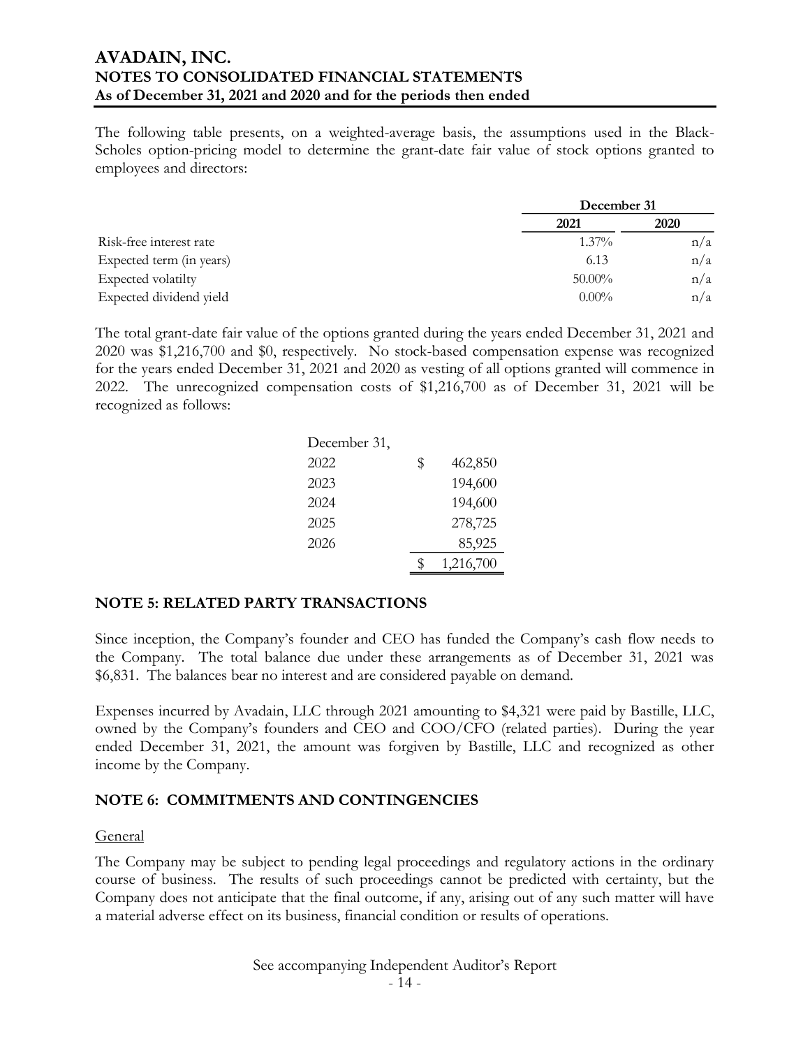The following table presents, on a weighted-average basis, the assumptions used in the Black-Scholes option-pricing model to determine the grant-date fair value of stock options granted to employees and directors:

| | December 31 | |
|---|---|---|
| | 2021 | 2020 |
| Risk-free interest rate | 1.37% | n/a |
| Expected term (in years) | 6.13 | n/a |
| Expected volatilty | 50.00% | n/a |
| Expected dividend yield | 0.00% | n/a |

The total grant-date fair value of the options granted during the years ended December 31, 2021 and 2020 was $1,216,700 and $0, respectively. No stock-based compensation expense was recognized for the years ended December 31, 2021 and 2020 as vesting of all options granted will commence in 2022. The unrecognized compensation costs of $1,216,700 as of December 31, 2021 will be recognized as follows:

| December 31, | |
|---|---|
| 2022 | $ 462,850 |
| 2023 | 194,600 |
| 2024 | 194,600 |
| 2025 | 278,725 |
| 2026 | 85,925 |
| | $ 1,216,700 |

## NOTE 5: RELATED PARTY TRANSACTIONS

Since inception, the Company's founder and CEO has funded the Company's cash flow needs to the Company. The total balance due under these arrangements as of December 31, 2021 was $6,831. The balances bear no interest and are considered payable on demand.

Expenses incurred by Avadain, LLC through 2021 amounting to $4,321 were paid by Bastille, LLC, owned by the Company's founders and CEO and COO/CFO (related parties). During the year ended December 31, 2021, the amount was forgiven by Bastille, LLC and recognized as other income by the Company.

## NOTE 6: COMMITMENTS AND CONTINGENCIES

General

The Company may be subject to pending legal proceedings and regulatory actions in the ordinary course of business. The results of such proceedings cannot be predicted with certainty, but the Company does not anticipate that the final outcome, if any, arising out of any such matter will have a material adverse effect on its business, financial condition or results of operations.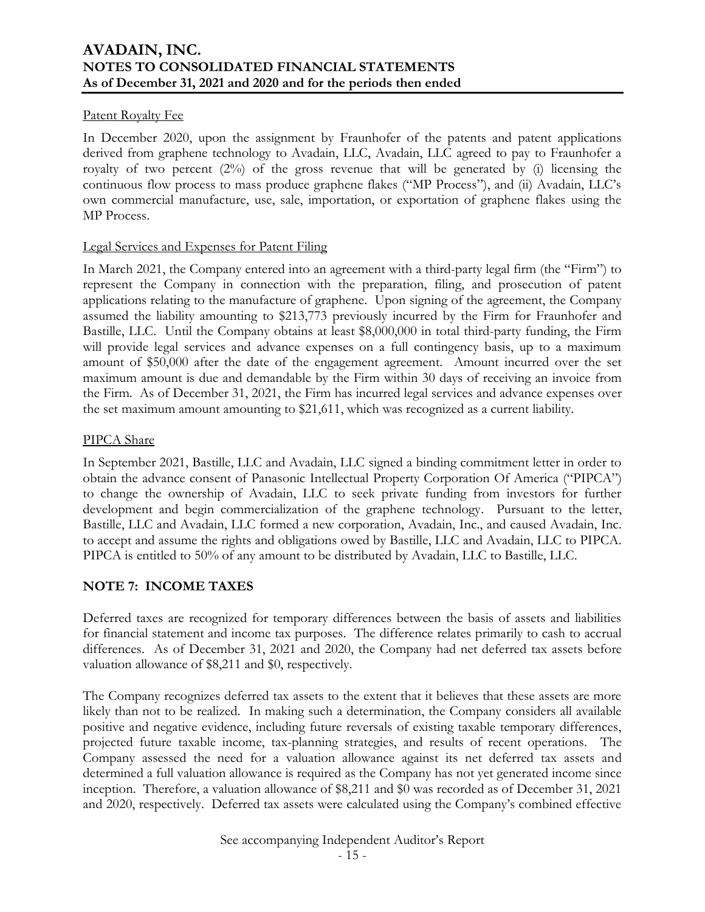#### Patent Royalty Fee

In December 2020, upon the assignment by Fraunhofer of the patents and patent applications derived from graphene technology to Avadain, LLC, Avadain, LLC agreed to pay to Fraunhofer a royalty of two percent (2%) of the gross revenue that will be generated by (i) licensing the continuous flow process to mass produce graphene flakes ("MP Process"), and (ii) Avadain, LLC's own commercial manufacture, use, sale, importation, or exportation of graphene flakes using the MP Process.

#### Legal Services and Expenses for Patent Filing

In March 2021, the Company entered into an agreement with a third-party legal firm (the "Firm") to represent the Company in connection with the preparation, filing, and prosecution of patent applications relating to the manufacture of graphene. Upon signing of the agreement, the Company assumed the liability amounting to $213,773 previously incurred by the Firm for Fraunhofer and Bastille, LLC. Until the Company obtains at least $8,000,000 in total third-party funding, the Firm will provide legal services and advance expenses on a full contingency basis, up to a maximum amount of $50,000 after the date of the engagement agreement. Amount incurred over the set maximum amount is due and demandable by the Firm within 30 days of receiving an invoice from the Firm. As of December 31, 2021, the Firm has incurred legal services and advance expenses over the set maximum amount amounting to $21,611, which was recognized as a current liability.

#### PIPCA Share

In September 2021, Bastille, LLC and Avadain, LLC signed a binding commitment letter in order to obtain the advance consent of Panasonic Intellectual Property Corporation Of America ("PIPCA") to change the ownership of Avadain, LLC to seek private funding from investors for further development and begin commercialization of the graphene technology. Pursuant to the letter, Bastille, LLC and Avadain, LLC formed a new corporation, Avadain, Inc., and caused Avadain, Inc. to accept and assume the rights and obligations owed by Bastille, LLC and Avadain, LLC to PIPCA. PIPCA is entitled to 50% of any amount to be distributed by Avadain, LLC to Bastille, LLC.

## NOTE 7: INCOME TAXES

Deferred taxes are recognized for temporary differences between the basis of assets and liabilities for financial statement and income tax purposes. The difference relates primarily to cash to accrual differences. As of December 31, 2021 and 2020, the Company had net deferred tax assets before valuation allowance of $8,211 and $0, respectively.

The Company recognizes deferred tax assets to the extent that it believes that these assets are more likely than not to be realized. In making such a determination, the Company considers all available positive and negative evidence, including future reversals of existing taxable temporary differences, projected future taxable income, tax-planning strategies, and results of recent operations. The Company assessed the need for a valuation allowance against its net deferred tax assets and determined a full valuation allowance is required as the Company has not yet generated income since inception. Therefore, a valuation allowance of $8,211 and $0 was recorded as of December 31, 2021 and 2020, respectively. Deferred tax assets were calculated using the Company's combined effective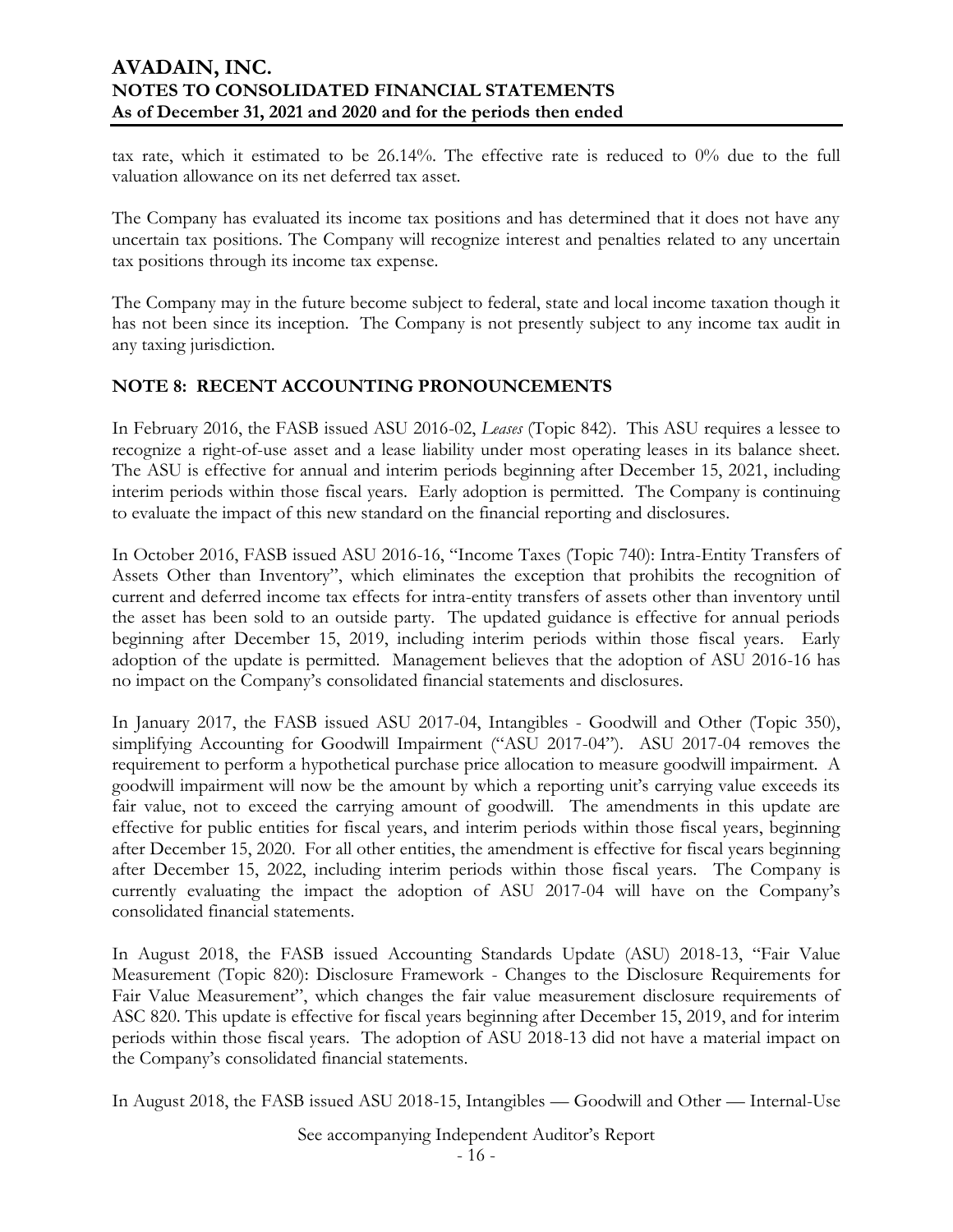tax rate, which it estimated to be 26.14%. The effective rate is reduced to 0% due to the full valuation allowance on its net deferred tax asset.

The Company has evaluated its income tax positions and has determined that it does not have any uncertain tax positions. The Company will recognize interest and penalties related to any uncertain tax positions through its income tax expense.

The Company may in the future become subject to federal, state and local income taxation though it has not been since its inception. The Company is not presently subject to any income tax audit in any taxing jurisdiction.

## NOTE 8: RECENT ACCOUNTING PRONOUNCEMENTS

In February 2016, the FASB issued ASU 2016-02, *Leases* (Topic 842). This ASU requires a lessee to recognize a right-of-use asset and a lease liability under most operating leases in its balance sheet. The ASU is effective for annual and interim periods beginning after December 15, 2021, including interim periods within those fiscal years. Early adoption is permitted. The Company is continuing to evaluate the impact of this new standard on the financial reporting and disclosures.

In October 2016, FASB issued ASU 2016-16, "Income Taxes (Topic 740): Intra-Entity Transfers of Assets Other than Inventory", which eliminates the exception that prohibits the recognition of current and deferred income tax effects for intra-entity transfers of assets other than inventory until the asset has been sold to an outside party. The updated guidance is effective for annual periods beginning after December 15, 2019, including interim periods within those fiscal years. Early adoption of the update is permitted. Management believes that the adoption of ASU 2016-16 has no impact on the Company's consolidated financial statements and disclosures.

In January 2017, the FASB issued ASU 2017-04, Intangibles - Goodwill and Other (Topic 350), simplifying Accounting for Goodwill Impairment ("ASU 2017-04"). ASU 2017-04 removes the requirement to perform a hypothetical purchase price allocation to measure goodwill impairment. A goodwill impairment will now be the amount by which a reporting unit's carrying value exceeds its fair value, not to exceed the carrying amount of goodwill. The amendments in this update are effective for public entities for fiscal years, and interim periods within those fiscal years, beginning after December 15, 2020. For all other entities, the amendment is effective for fiscal years beginning after December 15, 2022, including interim periods within those fiscal years. The Company is currently evaluating the impact the adoption of ASU 2017-04 will have on the Company's consolidated financial statements.

In August 2018, the FASB issued Accounting Standards Update (ASU) 2018-13, "Fair Value Measurement (Topic 820): Disclosure Framework - Changes to the Disclosure Requirements for Fair Value Measurement", which changes the fair value measurement disclosure requirements of ASC 820. This update is effective for fiscal years beginning after December 15, 2019, and for interim periods within those fiscal years. The adoption of ASU 2018-13 did not have a material impact on the Company's consolidated financial statements.

In August 2018, the FASB issued ASU 2018-15, Intangibles — Goodwill and Other — Internal-Use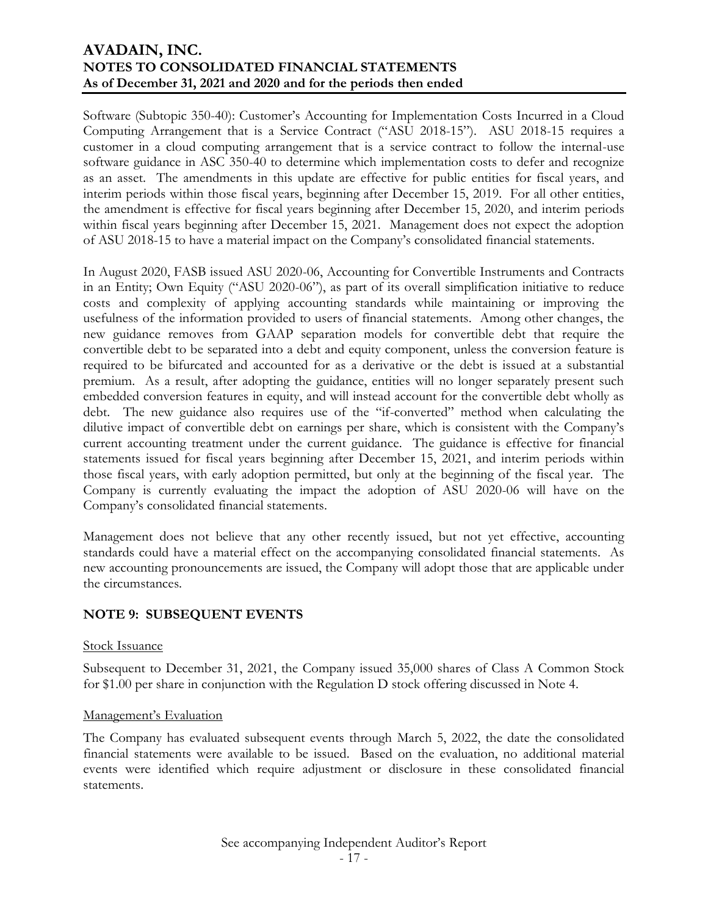Software (Subtopic 350-40): Customer's Accounting for Implementation Costs Incurred in a Cloud Computing Arrangement that is a Service Contract ("ASU 2018-15"). ASU 2018-15 requires a customer in a cloud computing arrangement that is a service contract to follow the internal-use software guidance in ASC 350-40 to determine which implementation costs to defer and recognize as an asset. The amendments in this update are effective for public entities for fiscal years, and interim periods within those fiscal years, beginning after December 15, 2019. For all other entities, the amendment is effective for fiscal years beginning after December 15, 2020, and interim periods within fiscal years beginning after December 15, 2021. Management does not expect the adoption of ASU 2018-15 to have a material impact on the Company's consolidated financial statements.

In August 2020, FASB issued ASU 2020-06, Accounting for Convertible Instruments and Contracts in an Entity; Own Equity ("ASU 2020-06"), as part of its overall simplification initiative to reduce costs and complexity of applying accounting standards while maintaining or improving the usefulness of the information provided to users of financial statements. Among other changes, the new guidance removes from GAAP separation models for convertible debt that require the convertible debt to be separated into a debt and equity component, unless the conversion feature is required to be bifurcated and accounted for as a derivative or the debt is issued at a substantial premium. As a result, after adopting the guidance, entities will no longer separately present such embedded conversion features in equity, and will instead account for the convertible debt wholly as debt. The new guidance also requires use of the "if-converted" method when calculating the dilutive impact of convertible debt on earnings per share, which is consistent with the Company's current accounting treatment under the current guidance. The guidance is effective for financial statements issued for fiscal years beginning after December 15, 2021, and interim periods within those fiscal years, with early adoption permitted, but only at the beginning of the fiscal year. The Company is currently evaluating the impact the adoption of ASU 2020-06 will have on the Company's consolidated financial statements.

Management does not believe that any other recently issued, but not yet effective, accounting standards could have a material effect on the accompanying consolidated financial statements. As new accounting pronouncements are issued, the Company will adopt those that are applicable under the circumstances.

## NOTE 9: SUBSEQUENT EVENTS

Stock Issuance

Subsequent to December 31, 2021, the Company issued 35,000 shares of Class A Common Stock for $1.00 per share in conjunction with the Regulation D stock offering discussed in Note 4.

Management's Evaluation

The Company has evaluated subsequent events through March 5, 2022, the date the consolidated financial statements were available to be issued. Based on the evaluation, no additional material events were identified which require adjustment or disclosure in these consolidated financial statements.

See accompanying Independent Auditor's Report